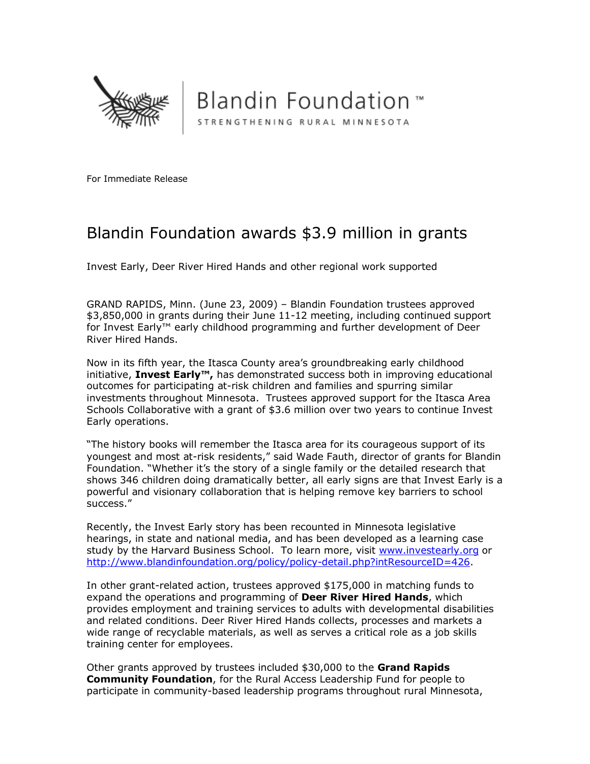Blandin Foundation™

STRENGTHENING RURAL MINNESOTA

For Immediate Release

# Blandin Foundation awards $3.9 million in grants

Invest Early, Deer River Hired Hands and other regional work supported

GRAND RAPIDS, Minn. (June 23, 2009) – Blandin Foundation trustees approved $3,850,000 in grants during their June 11-12 meeting, including continued support for Invest Early™ early childhood programming and further development of Deer River Hired Hands.

Now in its fifth year, the Itasca County area's groundbreaking early childhood initiative, **Invest Early™,** has demonstrated success both in improving educational outcomes for participating at-risk children and families and spurring similar investments throughout Minnesota. Trustees approved support for the Itasca Area Schools Collaborative with a grant of $3.6 million over two years to continue Invest Early operations.

"The history books will remember the Itasca area for its courageous support of its youngest and most at-risk residents," said Wade Fauth, director of grants for Blandin Foundation. "Whether it's the story of a single family or the detailed research that shows 346 children doing dramatically better, all early signs are that Invest Early is a powerful and visionary collaboration that is helping remove key barriers to school success."

Recently, the Invest Early story has been recounted in Minnesota legislative hearings, in state and national media, and has been developed as a learning case study by the Harvard Business School. To learn more, visit [www.investearly.org](www.investearly.org) or [http://www.blandinfoundation.org/policy/policy-detail.php?intResourceID=426](http://www.blandinfoundation.org/policy/policy-detail.php?intResourceID=426).

In other grant-related action, trustees approved $175,000 in matching funds to expand the operations and programming of **Deer River Hired Hands**, which provides employment and training services to adults with developmental disabilities and related conditions. Deer River Hired Hands collects, processes and markets a wide range of recyclable materials, as well as serves a critical role as a job skills training center for employees.

Other grants approved by trustees included $30,000 to the **Grand Rapids Community Foundation**, for the Rural Access Leadership Fund for people to participate in community-based leadership programs throughout rural Minnesota,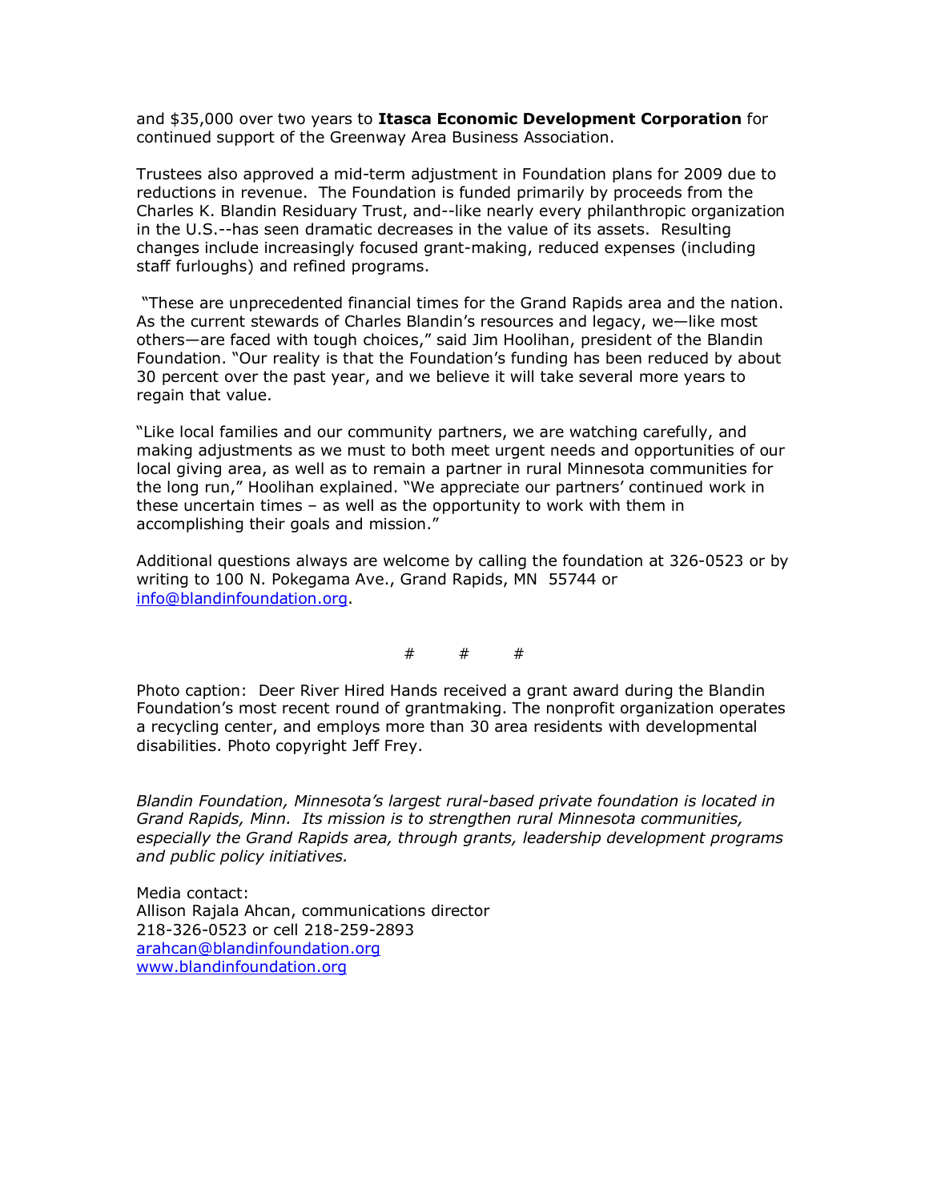and $35,000 over two years to **Itasca Economic Development Corporation** for continued support of the Greenway Area Business Association.

Trustees also approved a mid-term adjustment in Foundation plans for 2009 due to reductions in revenue. The Foundation is funded primarily by proceeds from the Charles K. Blandin Residuary Trust, and--like nearly every philanthropic organization in the U.S.--has seen dramatic decreases in the value of its assets. Resulting changes include increasingly focused grant-making, reduced expenses (including staff furloughs) and refined programs.

"These are unprecedented financial times for the Grand Rapids area and the nation. As the current stewards of Charles Blandin's resources and legacy, we—like most others—are faced with tough choices," said Jim Hoolihan, president of the Blandin Foundation. "Our reality is that the Foundation's funding has been reduced by about 30 percent over the past year, and we believe it will take several more years to regain that value.

"Like local families and our community partners, we are watching carefully, and making adjustments as we must to both meet urgent needs and opportunities of our local giving area, as well as to remain a partner in rural Minnesota communities for the long run," Hoolihan explained. "We appreciate our partners' continued work in these uncertain times – as well as the opportunity to work with them in accomplishing their goals and mission."

Additional questions always are welcome by calling the foundation at 326-0523 or by writing to 100 N. Pokegama Ave., Grand Rapids, MN 55744 or info@blandinfoundation.org.

# # #

Photo caption: Deer River Hired Hands received a grant award during the Blandin Foundation's most recent round of grantmaking. The nonprofit organization operates a recycling center, and employs more than 30 area residents with developmental disabilities. Photo copyright Jeff Frey.

*Blandin Foundation, Minnesota's largest rural-based private foundation is located in Grand Rapids, Minn. Its mission is to strengthen rural Minnesota communities, especially the Grand Rapids area, through grants, leadership development programs and public policy initiatives.*

Media contact:
Allison Rajala Ahcan, communications director
218-326-0523 or cell 218-259-2893
arahcan@blandinfoundation.org
www.blandinfoundation.org